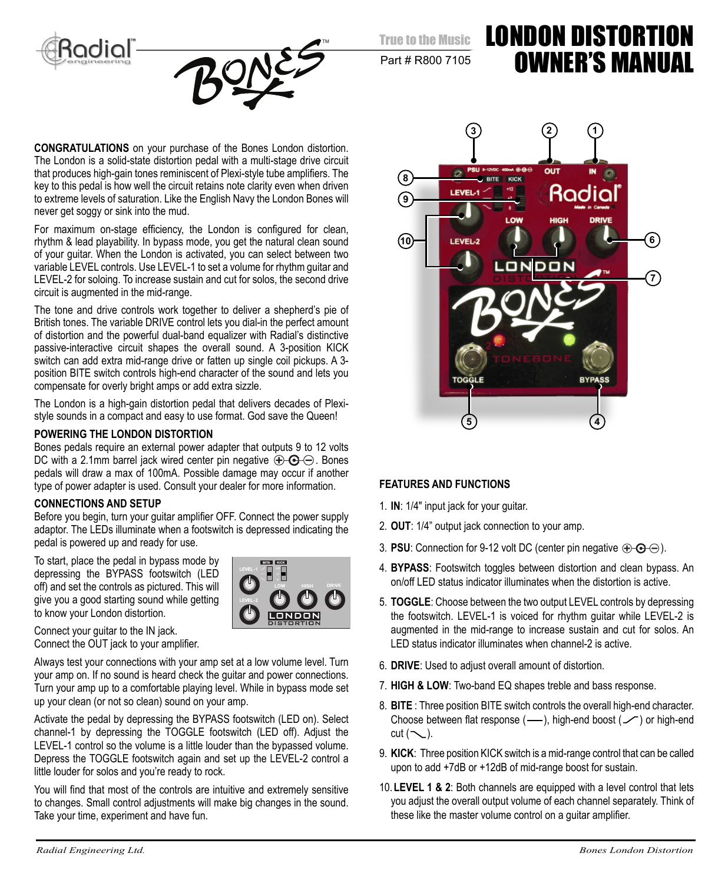# LONDON DISTORTION OWNER'S MANUAL

True to the Music

Part # R800 7105

**CONGRATULATIONS** on your purchase of the Bones London distortion. The London is a solid-state distortion pedal with a multi-stage drive circuit that produces high-gain tones reminiscent of Plexi-style tube amplifiers. The key to this pedal is how well the circuit retains note clarity even when driven to extreme levels of saturation. Like the English Navy the London Bones will never get soggy or sink into the mud.

For maximum on-stage efficiency, the London is configured for clean, rhythm & lead playability. In bypass mode, you get the natural clean sound of your guitar. When the London is activated, you can select between two variable LEVEL controls. Use LEVEL-1 to set a volume for rhythm guitar and LEVEL-2 for soloing. To increase sustain and cut for solos, the second drive circuit is augmented in the mid-range.

The tone and drive controls work together to deliver a shepherd's pie of British tones. The variable DRIVE control lets you dial-in the perfect amount of distortion and the powerful dual-band equalizer with Radial's distinctive passive-interactive circuit shapes the overall sound. A 3-position KICK switch can add extra mid-range drive or fatten up single coil pickups. A 3-position BITE switch controls high-end character of the sound and lets you compensate for overly bright amps or add extra sizzle.

The London is a high-gain distortion pedal that delivers decades of Plexi-style sounds in a compact and easy to use format. God save the Queen!

### POWERING THE LONDON DISTORTION

Bones pedals require an external power adapter that outputs 9 to 12 volts DC with a 2.1mm barrel jack wired center pin negative ⊕-⊙-⊖. Bones pedals will draw a max of 100mA. Possible damage may occur if another type of power adapter is used. Consult your dealer for more information.

### CONNECTIONS AND SETUP

Before you begin, turn your guitar amplifier OFF. Connect the power supply adaptor. The LEDs illuminate when a footswitch is depressed indicating the pedal is powered up and ready for use.

To start, place the pedal in bypass mode by depressing the BYPASS footswitch (LED off) and set the controls as pictured. This will give you a good starting sound while getting to know your London distortion.

Connect your guitar to the IN jack.
Connect the OUT jack to your amplifier.

Always test your connections with your amp set at a low volume level. Turn your amp on. If no sound is heard check the guitar and power connections. Turn your amp up to a comfortable playing level. While in bypass mode set up your clean (or not so clean) sound on your amp.

Activate the pedal by depressing the BYPASS footswitch (LED on). Select channel-1 by depressing the TOGGLE footswitch (LED off). Adjust the LEVEL-1 control so the volume is a little louder than the bypassed volume. Depress the TOGGLE footswitch again and set up the LEVEL-2 control a little louder for solos and you're ready to rock.

You will find that most of the controls are intuitive and extremely sensitive to changes. Small control adjustments will make big changes in the sound. Take your time, experiment and have fun.

### FEATURES AND FUNCTIONS

1. **IN**: 1/4" input jack for your guitar.
2. **OUT**: 1/4" output jack connection to your amp.
3. **PSU**: Connection for 9-12 volt DC (center pin negative ⊕-⊙-⊖).
4. **BYPASS**: Footswitch toggles between distortion and clean bypass. An on/off LED status indicator illuminates when the distortion is active.
5. **TOGGLE**: Choose between the two output LEVEL controls by depressing the footswitch. LEVEL-1 is voiced for rhythm guitar while LEVEL-2 is augmented in the mid-range to increase sustain and cut for solos. An LED status indicator illuminates when channel-2 is active.
6. **DRIVE**: Used to adjust overall amount of distortion.
7. **HIGH & LOW**: Two-band EQ shapes treble and bass response.
8. **BITE**: Three position BITE switch controls the overall high-end character. Choose between flat response (—), high-end boost (⁄) or high-end cut (∖).
9. **KICK**: Three position KICK switch is a mid-range control that can be called upon to add +7dB or +12dB of mid-range boost for sustain.
10. **LEVEL 1 & 2**: Both channels are equipped with a level control that lets you adjust the overall output volume of each channel separately. Think of these like the master volume control on a guitar amplifier.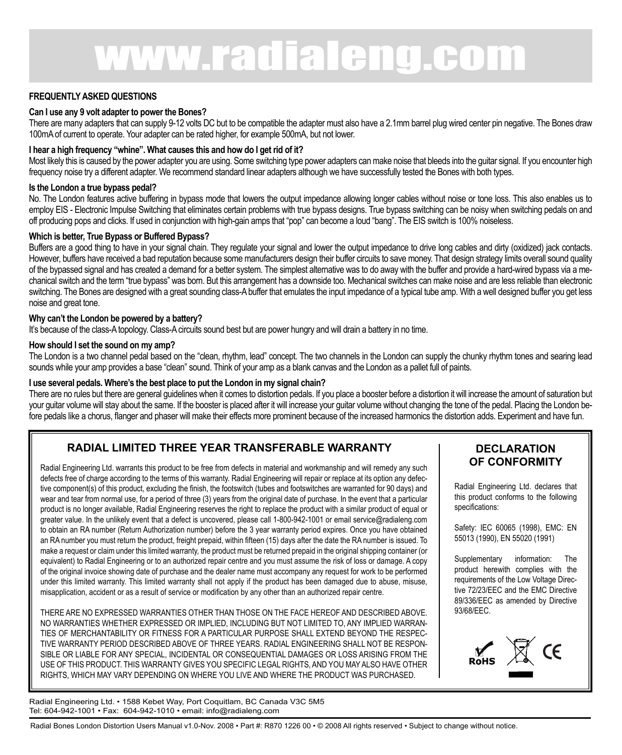# www.radialeng.com

## FREQUENTLY ASKED QUESTIONS

### Can I use any 9 volt adapter to power the Bones?

There are many adapters that can supply 9-12 volts DC but to be compatible the adapter must also have a 2.1mm barrel plug wired center pin negative. The Bones draw 100mA of current to operate. Your adapter can be rated higher, for example 500mA, but not lower.

### I hear a high frequency "whine". What causes this and how do I get rid of it?

Most likely this is caused by the power adapter you are using. Some switching type power adapters can make noise that bleeds into the guitar signal. If you encounter high frequency noise try a different adapter. We recommend standard linear adapters although we have successfully tested the Bones with both types.

### Is the London a true bypass pedal?

No. The London features active buffering in bypass mode that lowers the output impedance allowing longer cables without noise or tone loss. This also enables us to employ EIS - Electronic Impulse Switching that eliminates certain problems with true bypass designs. True bypass switching can be noisy when switching pedals on and off producing pops and clicks. If used in conjunction with high-gain amps that "pop" can become a loud "bang". The EIS switch is 100% noiseless.

### Which is better, True Bypass or Buffered Bypass?

Buffers are a good thing to have in your signal chain. They regulate your signal and lower the output impedance to drive long cables and dirty (oxidized) jack contacts. However, buffers have received a bad reputation because some manufacturers design their buffer circuits to save money. That design strategy limits overall sound quality of the bypassed signal and has created a demand for a better system. The simplest alternative was to do away with the buffer and provide a hard-wired bypass via a mechanical switch and the term "true bypass" was born. But this arrangement has a downside too. Mechanical switches can make noise and are less reliable than electronic switching. The Bones are designed with a great sounding class-A buffer that emulates the input impedance of a typical tube amp. With a well designed buffer you get less noise and great tone.

### Why can't the London be powered by a battery?

It's because of the class-A topology. Class-A circuits sound best but are power hungry and will drain a battery in no time.

### How should I set the sound on my amp?

The London is a two channel pedal based on the "clean, rhythm, lead" concept. The two channels in the London can supply the chunky rhythm tones and searing lead sounds while your amp provides a base "clean" sound. Think of your amp as a blank canvas and the London as a pallet full of paints.

### I use several pedals. Where's the best place to put the London in my signal chain?

There are no rules but there are general guidelines when it comes to distortion pedals. If you place a booster before a distortion it will increase the amount of saturation but your guitar volume will stay about the same. If the booster is placed after it will increase your guitar volume without changing the tone of the pedal. Placing the London before pedals like a chorus, flanger and phaser will make their effects more prominent because of the increased harmonics the distortion adds. Experiment and have fun.

## RADIAL LIMITED THREE YEAR TRANSFERABLE WARRANTY

Radial Engineering Ltd. warrants this product to be free from defects in material and workmanship and will remedy any such defects free of charge according to the terms of this warranty. Radial Engineering will repair or replace at its option any defective component(s) of this product, excluding the finish, the footswitch (tubes and footswitches are warranted for 90 days) and wear and tear from normal use, for a period of three (3) years from the original date of purchase. In the event that a particular product is no longer available, Radial Engineering reserves the right to replace the product with a similar product of equal or greater value. In the unlikely event that a defect is uncovered, please call 1-800-942-1001 or email service@radialeng.com to obtain an RA number (Return Authorization number) before the 3 year warranty period expires. Once you have obtained an RA number you must return the product, freight prepaid, within fifteen (15) days after the date the RA number is issued. To make a request or claim under this limited warranty, the product must be returned prepaid in the original shipping container (or equivalent) to Radial Engineering or to an authorized repair centre and you must assume the risk of loss or damage. A copy of the original invoice showing date of purchase and the dealer name must accompany any request for work to be performed under this limited warranty. This limited warranty shall not apply if the product has been damaged due to abuse, misuse, misapplication, accident or as a result of service or modification by any other than an authorized repair centre.

THERE ARE NO EXPRESSED WARRANTIES OTHER THAN THOSE ON THE FACE HEREOF AND DESCRIBED ABOVE. NO WARRANTIES WHETHER EXPRESSED OR IMPLIED, INCLUDING BUT NOT LIMITED TO, ANY IMPLIED WARRANTIES OF MERCHANTABILITY OR FITNESS FOR A PARTICULAR PURPOSE SHALL EXTEND BEYOND THE RESPECTIVE WARRANTY PERIOD DESCRIBED ABOVE OF THREE YEARS. RADIAL ENGINEERING SHALL NOT BE RESPONSIBLE OR LIABLE FOR ANY SPECIAL, INCIDENTAL OR CONSEQUENTIAL DAMAGES OR LOSS ARISING FROM THE USE OF THIS PRODUCT. THIS WARRANTY GIVES YOU SPECIFIC LEGAL RIGHTS, AND YOU MAY ALSO HAVE OTHER RIGHTS, WHICH MAY VARY DEPENDING ON WHERE YOU LIVE AND WHERE THE PRODUCT WAS PURCHASED.

## DECLARATION OF CONFORMITY

Radial Engineering Ltd. declares that this product conforms to the following specifications:

Safety: IEC 60065 (1998), EMC: EN 55013 (1990), EN 55020 (1991)

Supplementary information: The product herewith complies with the requirements of the Low Voltage Directive 72/23/EEC and the EMC Directive 89/336/EEC as amended by Directive 93/68/EEC.

RoHS

Radial Engineering Ltd. • 1588 Kebet Way, Port Coquitlam, BC Canada V3C 5M5
Tel: 604-942-1001 • Fax: 604-942-1010 • email: info@radialeng.com

Radial Bones London Distortion Users Manual v1.0-Nov. 2008 • Part #: R870 1226 00 • © 2008 All rights reserved • Subject to change without notice.